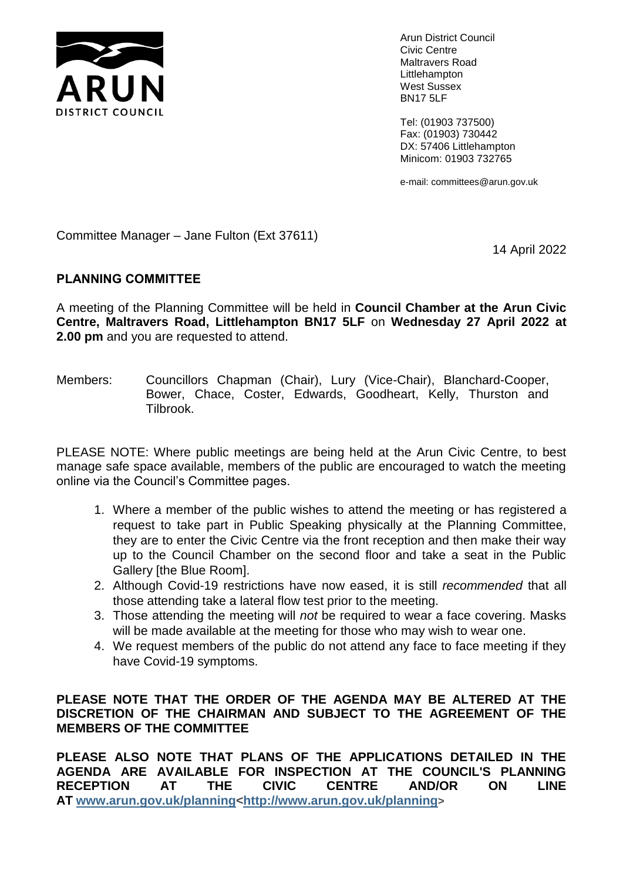ARUN DISTRICT COUNCIL

Arun District Council
Civic Centre
Maltravers Road
Littlehampton
West Sussex
BN17 5LF

Tel: (01903 737500)
Fax: (01903) 730442
DX: 57406 Littlehampton
Minicom: 01903 732765

e-mail: committees@arun.gov.uk

Committee Manager – Jane Fulton (Ext 37611)

14 April 2022

## PLANNING COMMITTEE

A meeting of the Planning Committee will be held in **Council Chamber at the Arun Civic Centre, Maltravers Road, Littlehampton BN17 5LF** on **Wednesday 27 April 2022 at 2.00 pm** and you are requested to attend.

Members: Councillors Chapman (Chair), Lury (Vice-Chair), Blanchard-Cooper, Bower, Chace, Coster, Edwards, Goodheart, Kelly, Thurston and Tilbrook.

PLEASE NOTE: Where public meetings are being held at the Arun Civic Centre, to best manage safe space available, members of the public are encouraged to watch the meeting online via the Council's Committee pages.

1. Where a member of the public wishes to attend the meeting or has registered a request to take part in Public Speaking physically at the Planning Committee, they are to enter the Civic Centre via the front reception and then make their way up to the Council Chamber on the second floor and take a seat in the Public Gallery [the Blue Room].
2. Although Covid-19 restrictions have now eased, it is still *recommended* that all those attending take a lateral flow test prior to the meeting.
3. Those attending the meeting will *not* be required to wear a face covering. Masks will be made available at the meeting for those who may wish to wear one.
4. We request members of the public do not attend any face to face meeting if they have Covid-19 symptoms.

**PLEASE NOTE THAT THE ORDER OF THE AGENDA MAY BE ALTERED AT THE DISCRETION OF THE CHAIRMAN AND SUBJECT TO THE AGREEMENT OF THE MEMBERS OF THE COMMITTEE**

**PLEASE ALSO NOTE THAT PLANS OF THE APPLICATIONS DETAILED IN THE AGENDA ARE AVAILABLE FOR INSPECTION AT THE COUNCIL'S PLANNING RECEPTION AT THE CIVIC CENTRE AND/OR ON LINE AT [www.arun.gov.uk/planning](http://www.arun.gov.uk/planning)<[http://www.arun.gov.uk/planning](http://www.arun.gov.uk/planning)>**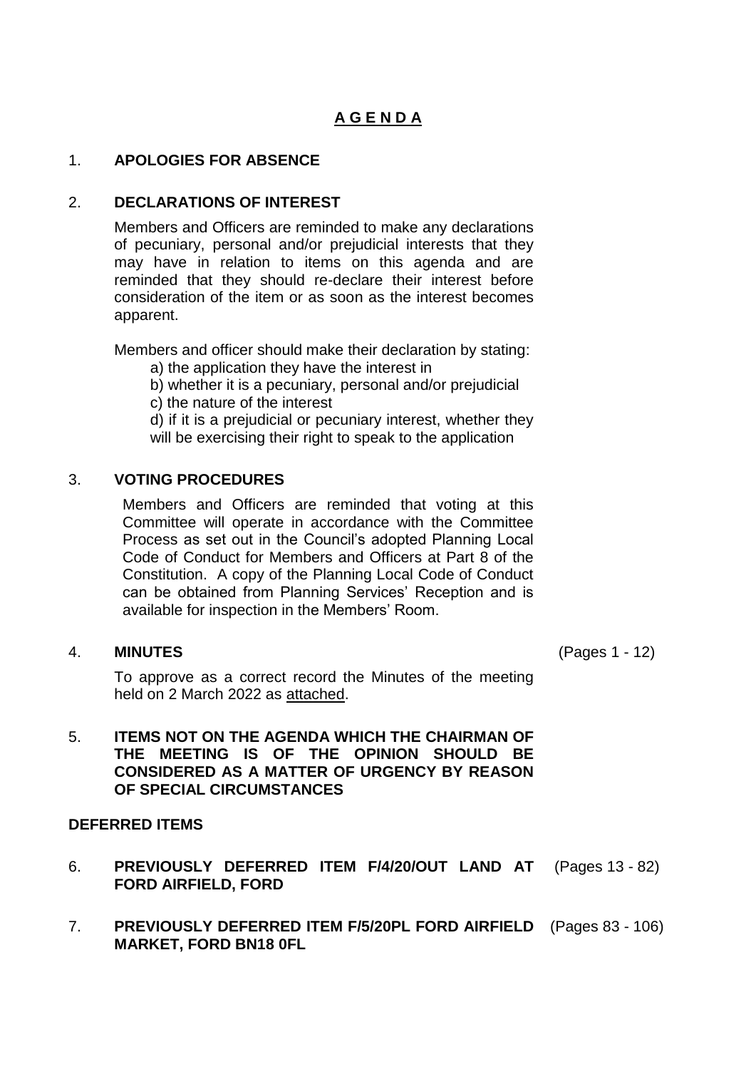# **A G E N D A**

1. **APOLOGIES FOR ABSENCE**

2. **DECLARATIONS OF INTEREST**

   Members and Officers are reminded to make any declarations of pecuniary, personal and/or prejudicial interests that they may have in relation to items on this agenda and are reminded that they should re-declare their interest before consideration of the item or as soon as the interest becomes apparent.

   Members and officer should make their declaration by stating:

   a) the application they have the interest in
   b) whether it is a pecuniary, personal and/or prejudicial
   c) the nature of the interest
   d) if it is a prejudicial or pecuniary interest, whether they will be exercising their right to speak to the application

3. **VOTING PROCEDURES**

   Members and Officers are reminded that voting at this Committee will operate in accordance with the Committee Process as set out in the Council's adopted Planning Local Code of Conduct for Members and Officers at Part 8 of the Constitution. A copy of the Planning Local Code of Conduct can be obtained from Planning Services' Reception and is available for inspection in the Members' Room.

4. **MINUTES** (Pages 1 - 12)

   To approve as a correct record the Minutes of the meeting held on 2 March 2022 as attached.

5. **ITEMS NOT ON THE AGENDA WHICH THE CHAIRMAN OF THE MEETING IS OF THE OPINION SHOULD BE CONSIDERED AS A MATTER OF URGENCY BY REASON OF SPECIAL CIRCUMSTANCES**

**DEFERRED ITEMS**

6. **PREVIOUSLY DEFERRED ITEM F/4/20/OUT LAND AT FORD AIRFIELD, FORD** (Pages 13 - 82)

7. **PREVIOUSLY DEFERRED ITEM F/5/20PL FORD AIRFIELD MARKET, FORD BN18 0FL** (Pages 83 - 106)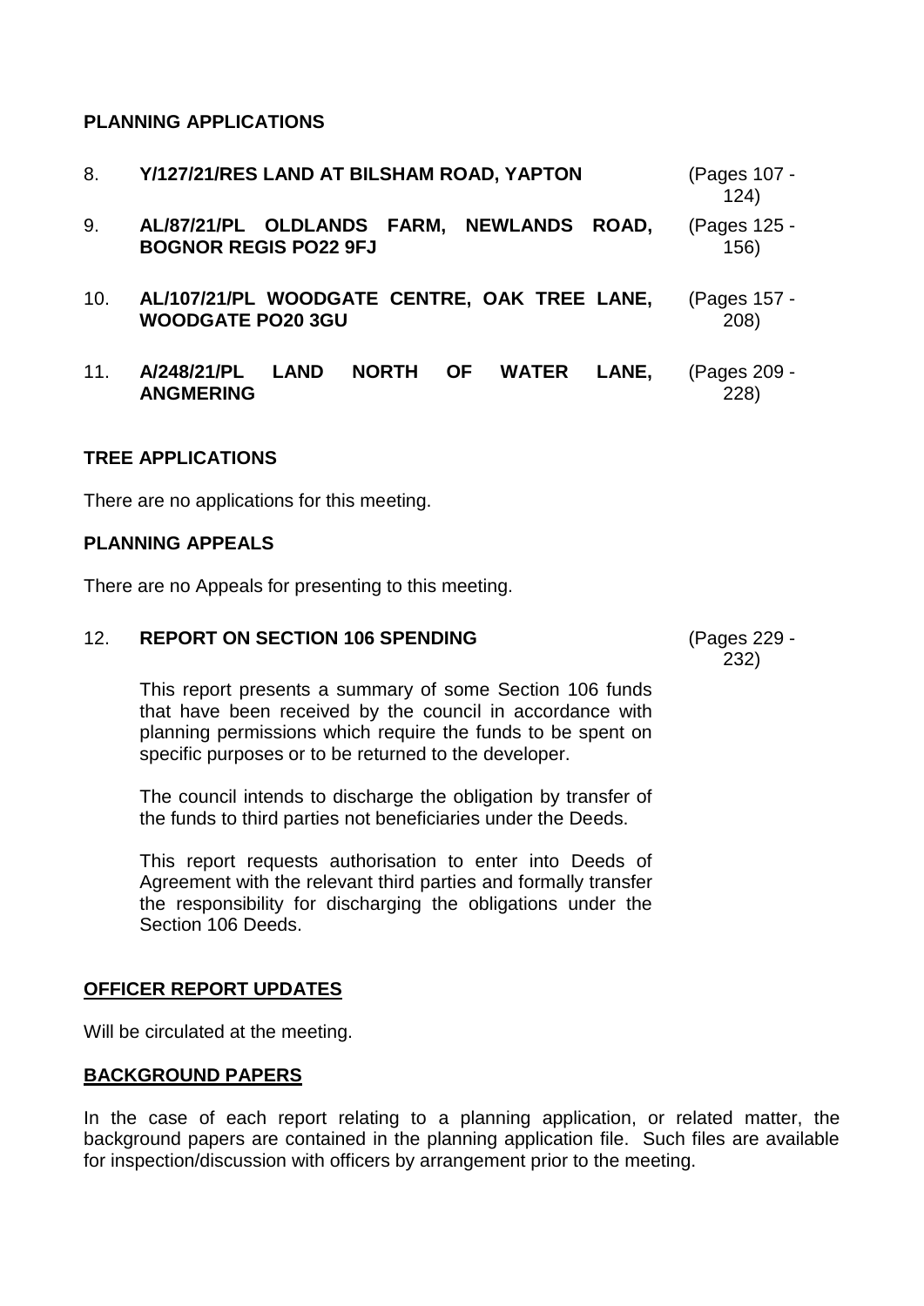**PLANNING APPLICATIONS**

8. **Y/127/21/RES LAND AT BILSHAM ROAD, YAPTON** (Pages 107 - 124)

9. **AL/87/21/PL OLDLANDS FARM, NEWLANDS ROAD, BOGNOR REGIS PO22 9FJ** (Pages 125 - 156)

10. **AL/107/21/PL WOODGATE CENTRE, OAK TREE LANE, WOODGATE PO20 3GU** (Pages 157 - 208)

11. **A/248/21/PL LAND NORTH OF WATER LANE, ANGMERING** (Pages 209 - 228)

**TREE APPLICATIONS**

There are no applications for this meeting.

**PLANNING APPEALS**

There are no Appeals for presenting to this meeting.

12. **REPORT ON SECTION 106 SPENDING** (Pages 229 - 232)

    This report presents a summary of some Section 106 funds that have been received by the council in accordance with planning permissions which require the funds to be spent on specific purposes or to be returned to the developer.

    The council intends to discharge the obligation by transfer of the funds to third parties not beneficiaries under the Deeds.

    This report requests authorisation to enter into Deeds of Agreement with the relevant third parties and formally transfer the responsibility for discharging the obligations under the Section 106 Deeds.

**OFFICER REPORT UPDATES**

Will be circulated at the meeting.

**BACKGROUND PAPERS**

In the case of each report relating to a planning application, or related matter, the background papers are contained in the planning application file. Such files are available for inspection/discussion with officers by arrangement prior to the meeting.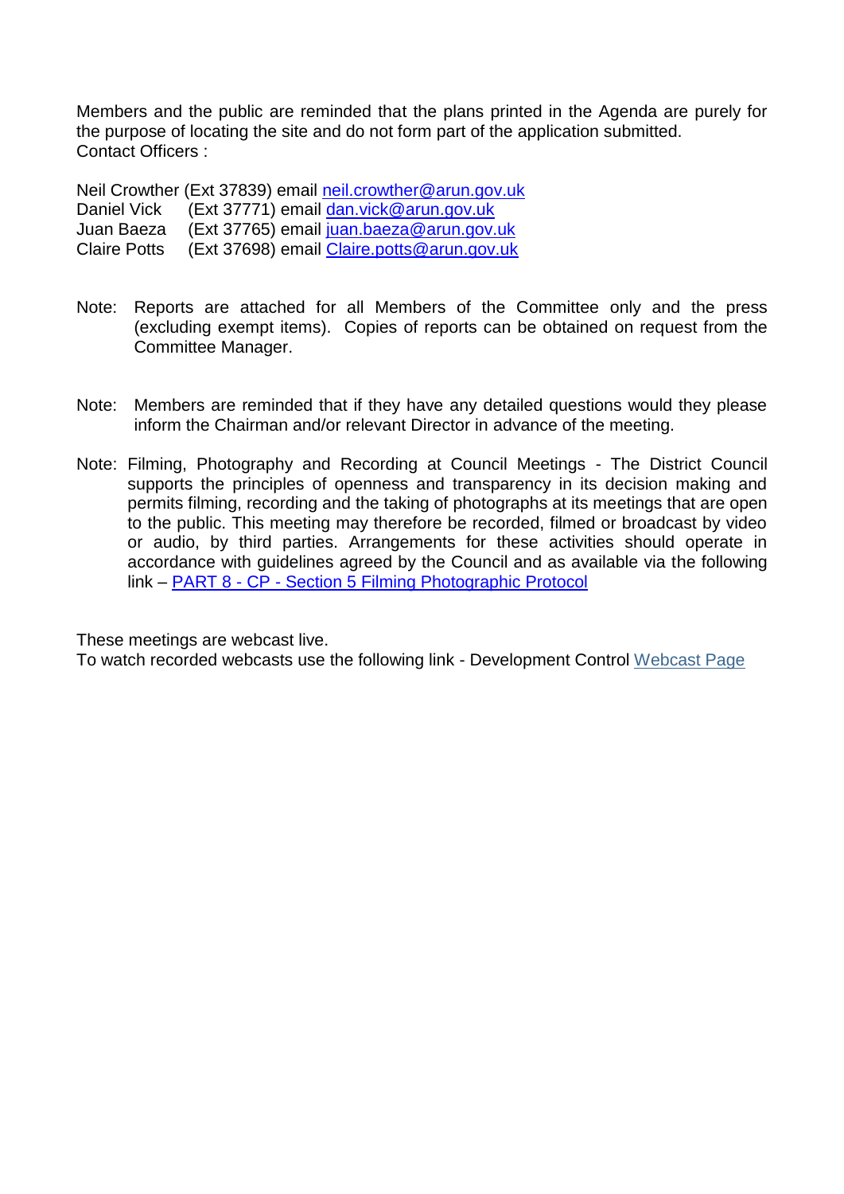Members and the public are reminded that the plans printed in the Agenda are purely for the purpose of locating the site and do not form part of the application submitted.
Contact Officers :

Neil Crowther (Ext 37839) email [neil.crowther@arun.gov.uk](mailto:neil.crowther@arun.gov.uk)
Daniel Vick (Ext 37771) email [dan.vick@arun.gov.uk](mailto:dan.vick@arun.gov.uk)
Juan Baeza (Ext 37765) email [juan.baeza@arun.gov.uk](mailto:juan.baeza@arun.gov.uk)
Claire Potts (Ext 37698) email [Claire.potts@arun.gov.uk](mailto:Claire.potts@arun.gov.uk)

Note: Reports are attached for all Members of the Committee only and the press (excluding exempt items). Copies of reports can be obtained on request from the Committee Manager.

Note: Members are reminded that if they have any detailed questions would they please inform the Chairman and/or relevant Director in advance of the meeting.

Note: Filming, Photography and Recording at Council Meetings - The District Council supports the principles of openness and transparency in its decision making and permits filming, recording and the taking of photographs at its meetings that are open to the public. This meeting may therefore be recorded, filmed or broadcast by video or audio, by third parties. Arrangements for these activities should operate in accordance with guidelines agreed by the Council and as available via the following link – PART 8 - CP - Section 5 Filming Photographic Protocol

These meetings are webcast live.
To watch recorded webcasts use the following link - Development Control Webcast Page